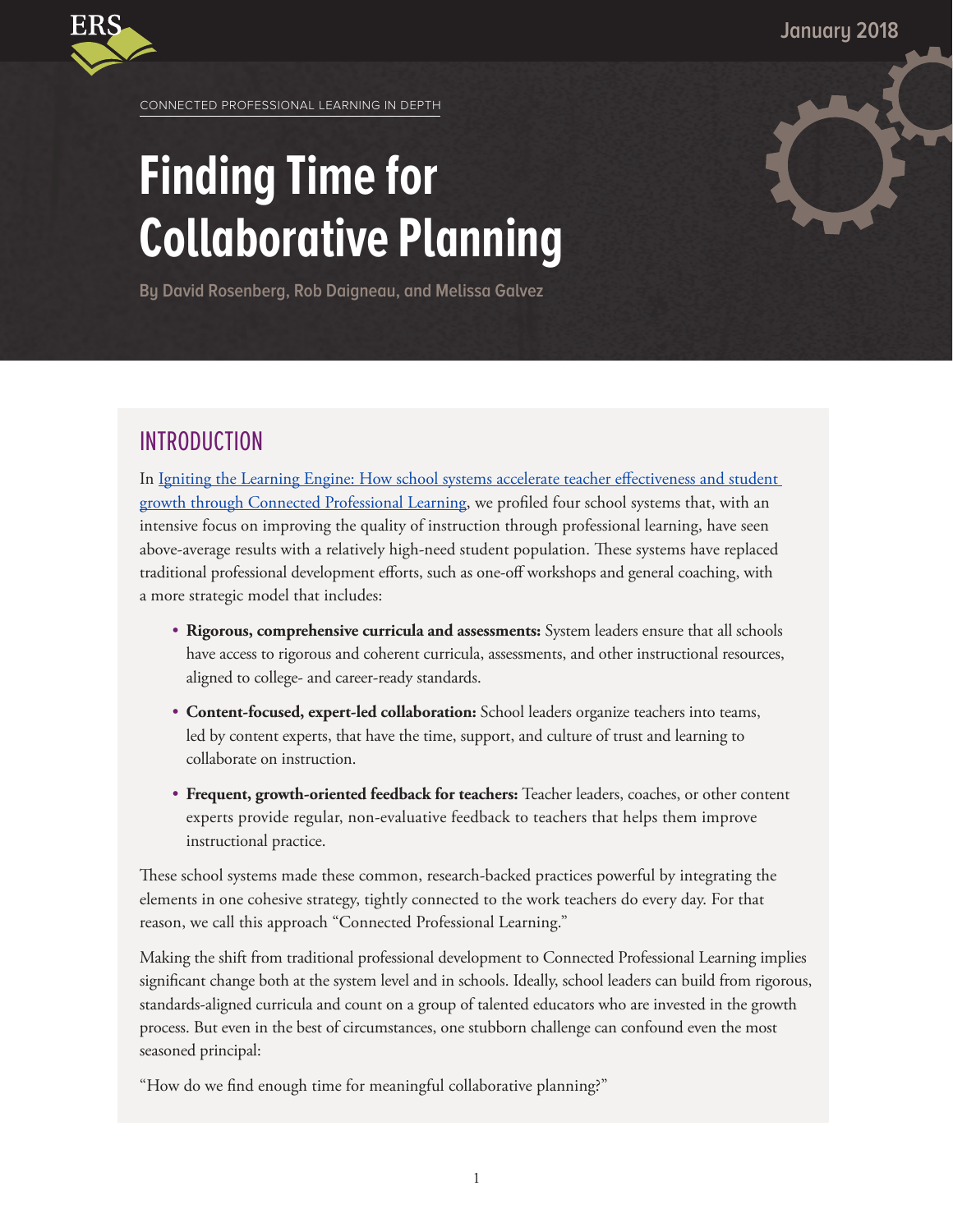CONNECTED PROFESSIONAL LEARNING IN DEPTH

January 2018

# Finding Time for Collaborative Planning

By David Rosenberg, Rob Daigneau, and Melissa Galvez

## INTRODUCTION

In Igniting the Learning Engine: How school systems accelerate teacher effectiveness and student growth through Connected Professional Learning, we profiled four school systems that, with an intensive focus on improving the quality of instruction through professional learning, have seen above-average results with a relatively high-need student population. These systems have replaced traditional professional development efforts, such as one-off workshops and general coaching, with a more strategic model that includes:

- **Rigorous, comprehensive curricula and assessments:** System leaders ensure that all schools have access to rigorous and coherent curricula, assessments, and other instructional resources, aligned to college- and career-ready standards.
- **Content-focused, expert-led collaboration:** School leaders organize teachers into teams, led by content experts, that have the time, support, and culture of trust and learning to collaborate on instruction.
- **Frequent, growth-oriented feedback for teachers:** Teacher leaders, coaches, or other content experts provide regular, non-evaluative feedback to teachers that helps them improve instructional practice.

These school systems made these common, research-backed practices powerful by integrating the elements in one cohesive strategy, tightly connected to the work teachers do every day. For that reason, we call this approach "Connected Professional Learning."

Making the shift from traditional professional development to Connected Professional Learning implies significant change both at the system level and in schools. Ideally, school leaders can build from rigorous, standards-aligned curricula and count on a group of talented educators who are invested in the growth process. But even in the best of circumstances, one stubborn challenge can confound even the most seasoned principal:

"How do we find enough time for meaningful collaborative planning?"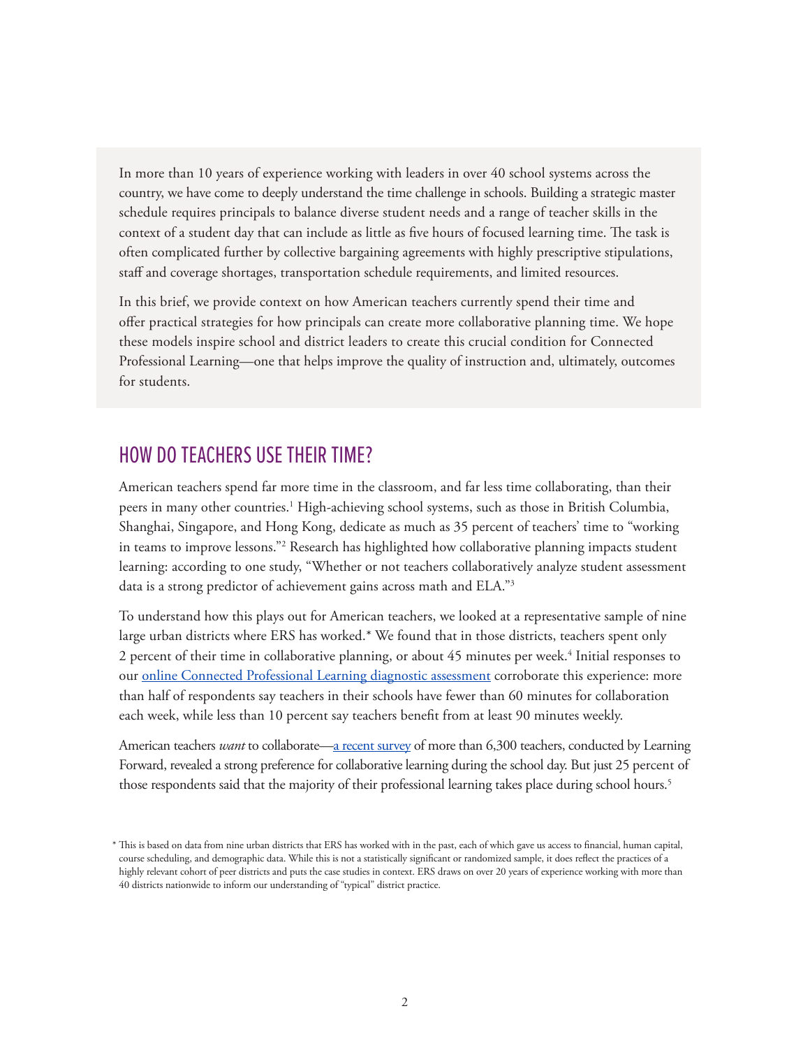In more than 10 years of experience working with leaders in over 40 school systems across the country, we have come to deeply understand the time challenge in schools. Building a strategic master schedule requires principals to balance diverse student needs and a range of teacher skills in the context of a student day that can include as little as five hours of focused learning time. The task is often complicated further by collective bargaining agreements with highly prescriptive stipulations, staff and coverage shortages, transportation schedule requirements, and limited resources.

In this brief, we provide context on how American teachers currently spend their time and offer practical strategies for how principals can create more collaborative planning time. We hope these models inspire school and district leaders to create this crucial condition for Connected Professional Learning—one that helps improve the quality of instruction and, ultimately, outcomes for students.

## HOW DO TEACHERS USE THEIR TIME?

American teachers spend far more time in the classroom, and far less time collaborating, than their peers in many other countries.[1] High-achieving school systems, such as those in British Columbia, Shanghai, Singapore, and Hong Kong, dedicate as much as 35 percent of teachers' time to "working in teams to improve lessons."[2] Research has highlighted how collaborative planning impacts student learning: according to one study, "Whether or not teachers collaboratively analyze student assessment data is a strong predictor of achievement gains across math and ELA."[3]

To understand how this plays out for American teachers, we looked at a representative sample of nine large urban districts where ERS has worked.* We found that in those districts, teachers spent only 2 percent of their time in collaborative planning, or about 45 minutes per week.[4] Initial responses to our online Connected Professional Learning diagnostic assessment corroborate this experience: more than half of respondents say teachers in their schools have fewer than 60 minutes for collaboration each week, while less than 10 percent say teachers benefit from at least 90 minutes weekly.

American teachers *want* to collaborate—a recent survey of more than 6,300 teachers, conducted by Learning Forward, revealed a strong preference for collaborative learning during the school day. But just 25 percent of those respondents said that the majority of their professional learning takes place during school hours.[5]

* This is based on data from nine urban districts that ERS has worked with in the past, each of which gave us access to financial, human capital, course scheduling, and demographic data. While this is not a statistically significant or randomized sample, it does reflect the practices of a highly relevant cohort of peer districts and puts the case studies in context. ERS draws on over 20 years of experience working with more than 40 districts nationwide to inform our understanding of "typical" district practice.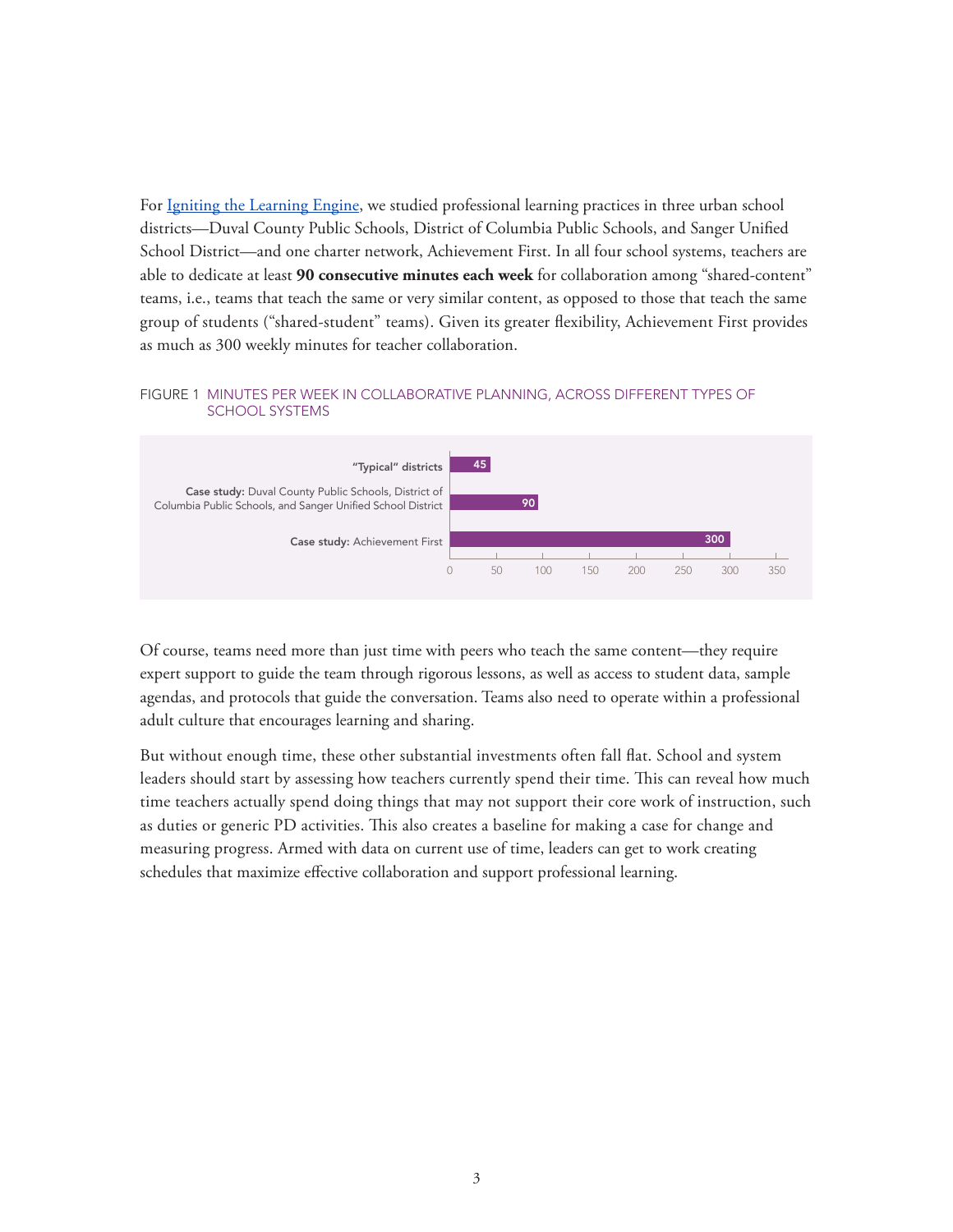For [Igniting the Learning Engine](), we studied professional learning practices in three urban school districts—Duval County Public Schools, District of Columbia Public Schools, and Sanger Unified School District—and one charter network, Achievement First. In all four school systems, teachers are able to dedicate at least **90 consecutive minutes each week** for collaboration among "shared-content" teams, i.e., teams that teach the same or very similar content, as opposed to those that teach the same group of students ("shared-student" teams). Given its greater flexibility, Achievement First provides as much as 300 weekly minutes for teacher collaboration.

FIGURE 1 MINUTES PER WEEK IN COLLABORATIVE PLANNING, ACROSS DIFFERENT TYPES OF SCHOOL SYSTEMS

| School system | Minutes per week |
| --- | --- |
| "Typical" districts | 45 |
| **Case study:** Duval County Public Schools, District of Columbia Public Schools, and Sanger Unified School District | 90 |
| **Case study:** Achievement First | 300 |

Of course, teams need more than just time with peers who teach the same content—they require expert support to guide the team through rigorous lessons, as well as access to student data, sample agendas, and protocols that guide the conversation. Teams also need to operate within a professional adult culture that encourages learning and sharing.

But without enough time, these other substantial investments often fall flat. School and system leaders should start by assessing how teachers currently spend their time. This can reveal how much time teachers actually spend doing things that may not support their core work of instruction, such as duties or generic PD activities. This also creates a baseline for making a case for change and measuring progress. Armed with data on current use of time, leaders can get to work creating schedules that maximize effective collaboration and support professional learning.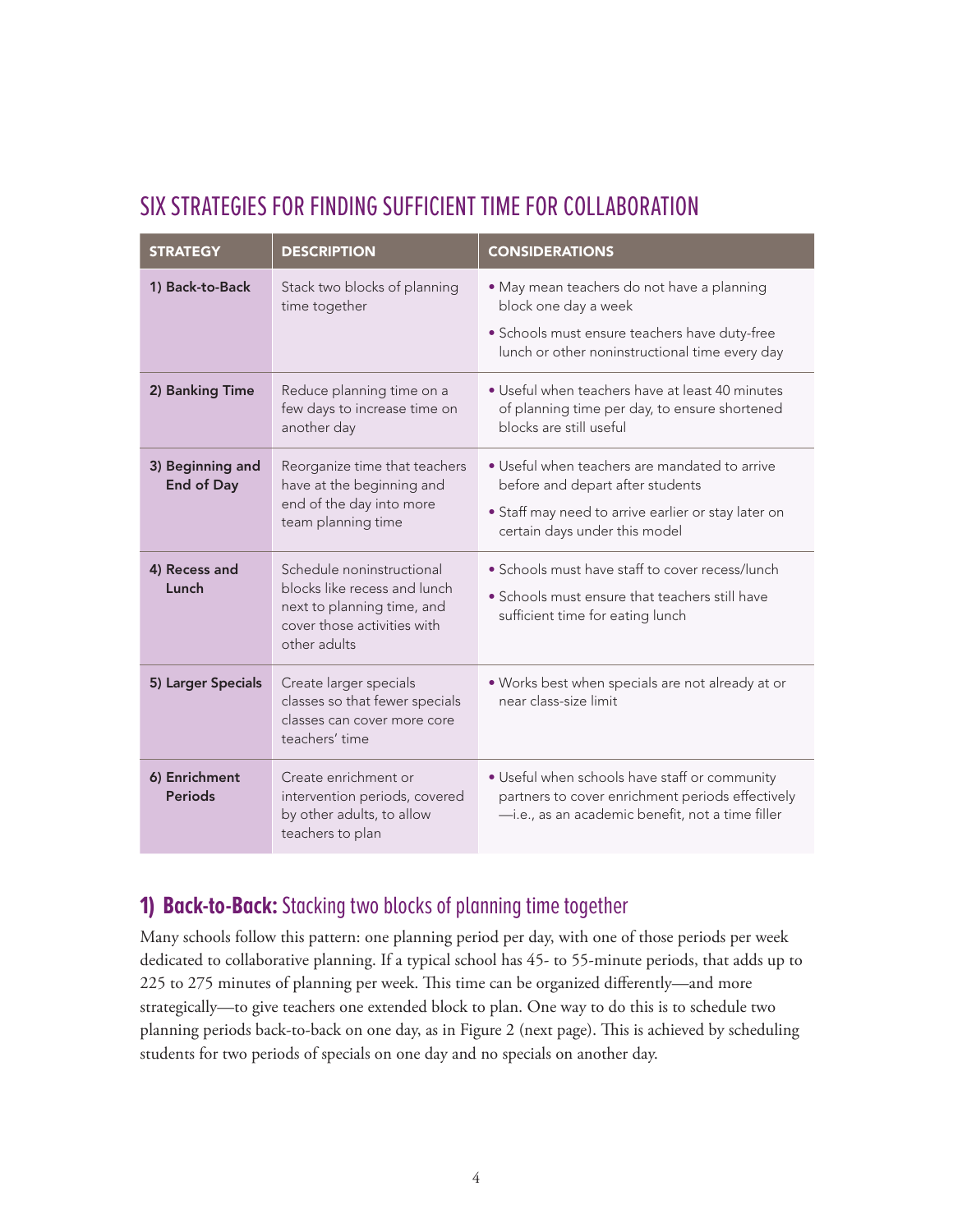## SIX STRATEGIES FOR FINDING SUFFICIENT TIME FOR COLLABORATION

| STRATEGY | DESCRIPTION | CONSIDERATIONS |
|---|---|---|
| **1) Back-to-Back** | Stack two blocks of planning time together | • May mean teachers do not have a planning block one day a week<br>• Schools must ensure teachers have duty-free lunch or other noninstructional time every day |
| **2) Banking Time** | Reduce planning time on a few days to increase time on another day | • Useful when teachers have at least 40 minutes of planning time per day, to ensure shortened blocks are still useful |
| **3) Beginning and End of Day** | Reorganize time that teachers have at the beginning and end of the day into more team planning time | • Useful when teachers are mandated to arrive before and depart after students<br>• Staff may need to arrive earlier or stay later on certain days under this model |
| **4) Recess and Lunch** | Schedule noninstructional blocks like recess and lunch next to planning time, and cover those activities with other adults | • Schools must have staff to cover recess/lunch<br>• Schools must ensure that teachers still have sufficient time for eating lunch |
| **5) Larger Specials** | Create larger specials classes so that fewer specials classes can cover more core teachers' time | • Works best when specials are not already at or near class-size limit |
| **6) Enrichment Periods** | Create enrichment or intervention periods, covered by other adults, to allow teachers to plan | • Useful when schools have staff or community partners to cover enrichment periods effectively—i.e., as an academic benefit, not a time filler |

### 1) **Back-to-Back:** Stacking two blocks of planning time together

Many schools follow this pattern: one planning period per day, with one of those periods per week dedicated to collaborative planning. If a typical school has 45- to 55-minute periods, that adds up to 225 to 275 minutes of planning per week. This time can be organized differently—and more strategically—to give teachers one extended block to plan. One way to do this is to schedule two planning periods back-to-back on one day, as in Figure 2 (next page). This is achieved by scheduling students for two periods of specials on one day and no specials on another day.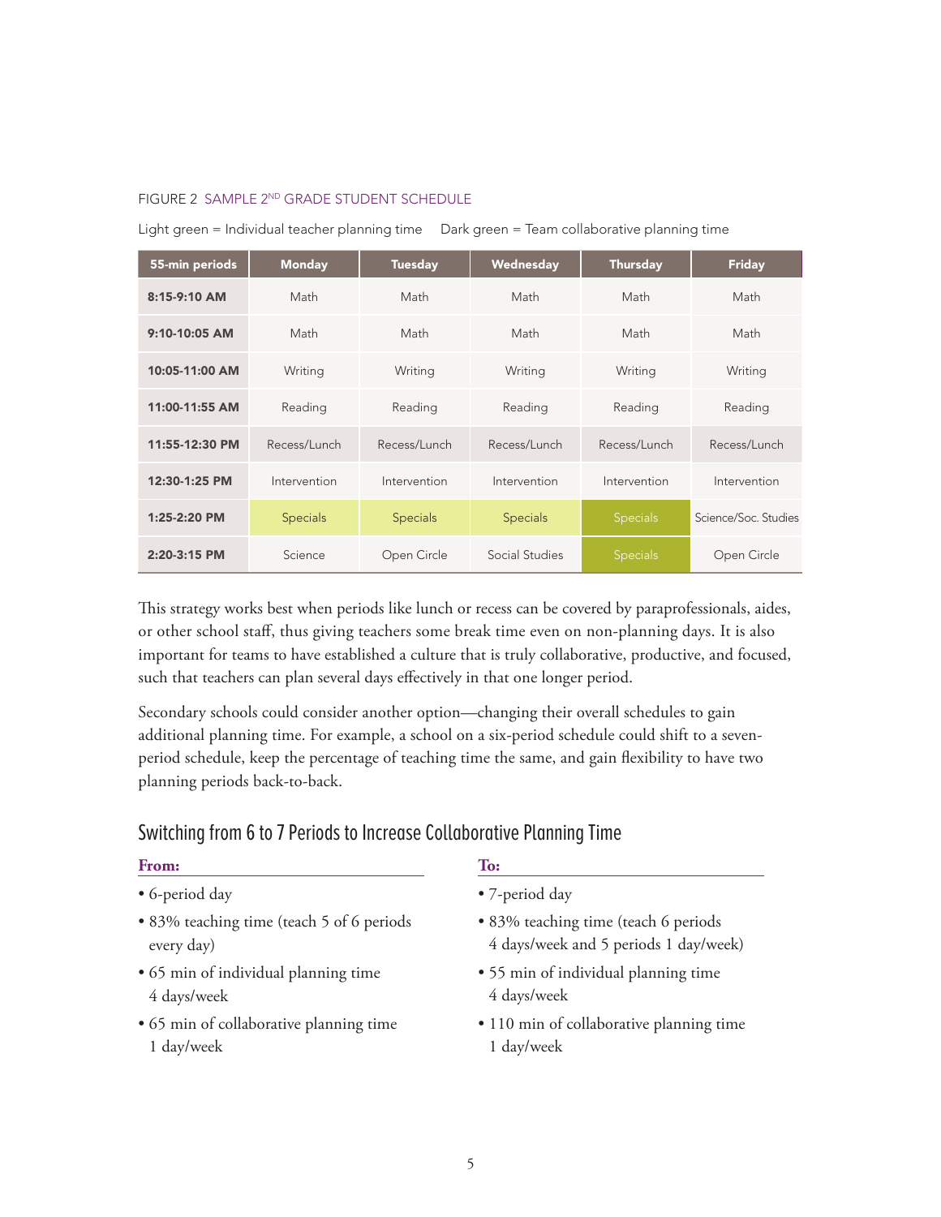FIGURE 2 SAMPLE 2ND GRADE STUDENT SCHEDULE

Light green = Individual teacher planning time    Dark green = Team collaborative planning time

| 55-min periods | Monday | Tuesday | Wednesday | Thursday | Friday |
|---|---|---|---|---|---|
| 8:15-9:10 AM | Math | Math | Math | Math | Math |
| 9:10-10:05 AM | Math | Math | Math | Math | Math |
| 10:05-11:00 AM | Writing | Writing | Writing | Writing | Writing |
| 11:00-11:55 AM | Reading | Reading | Reading | Reading | Reading |
| 11:55-12:30 PM | Recess/Lunch | Recess/Lunch | Recess/Lunch | Recess/Lunch | Recess/Lunch |
| 12:30-1:25 PM | Intervention | Intervention | Intervention | Intervention | Intervention |
| 1:25-2:20 PM | Specials | Specials | Specials | Specials | Science/Soc. Studies |
| 2:20-3:15 PM | Science | Open Circle | Social Studies | Specials | Open Circle |

This strategy works best when periods like lunch or recess can be covered by paraprofessionals, aides, or other school staff, thus giving teachers some break time even on non-planning days. It is also important for teams to have established a culture that is truly collaborative, productive, and focused, such that teachers can plan several days effectively in that one longer period.

Secondary schools could consider another option—changing their overall schedules to gain additional planning time. For example, a school on a six-period schedule could shift to a seven-period schedule, keep the percentage of teaching time the same, and gain flexibility to have two planning periods back-to-back.

## Switching from 6 to 7 Periods to Increase Collaborative Planning Time

**From:**

- 6-period day
- 83% teaching time (teach 5 of 6 periods every day)
- 65 min of individual planning time 4 days/week
- 65 min of collaborative planning time 1 day/week

**To:**

- 7-period day
- 83% teaching time (teach 6 periods 4 days/week and 5 periods 1 day/week)
- 55 min of individual planning time 4 days/week
- 110 min of collaborative planning time 1 day/week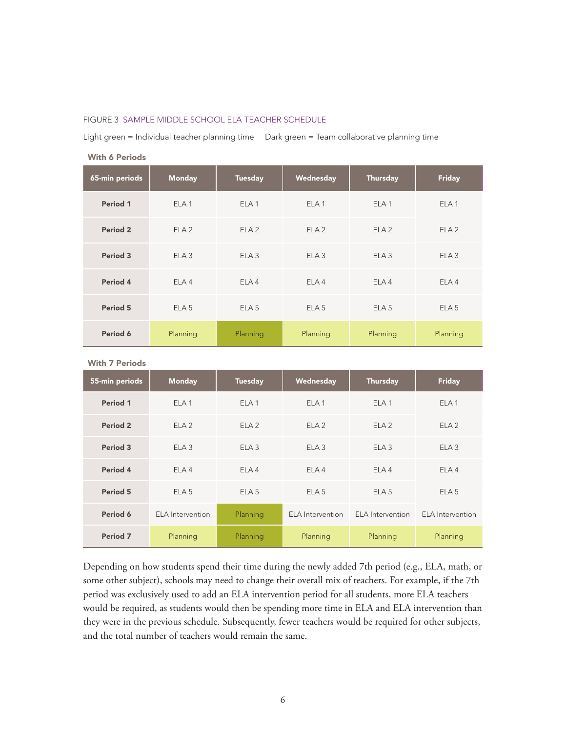FIGURE 3 SAMPLE MIDDLE SCHOOL ELA TEACHER SCHEDULE

Light green = Individual teacher planning time     Dark green = Team collaborative planning time

**With 6 Periods**

| 65-min periods | Monday | Tuesday | Wednesday | Thursday | Friday |
|---|---|---|---|---|---|
| **Period 1** | ELA 1 | ELA 1 | ELA 1 | ELA 1 | ELA 1 |
| **Period 2** | ELA 2 | ELA 2 | ELA 2 | ELA 2 | ELA 2 |
| **Period 3** | ELA 3 | ELA 3 | ELA 3 | ELA 3 | ELA 3 |
| **Period 4** | ELA 4 | ELA 4 | ELA 4 | ELA 4 | ELA 4 |
| **Period 5** | ELA 5 | ELA 5 | ELA 5 | ELA 5 | ELA 5 |
| **Period 6** | Planning | Planning | Planning | Planning | Planning |

**With 7 Periods**

| 55-min periods | Monday | Tuesday | Wednesday | Thursday | Friday |
|---|---|---|---|---|---|
| **Period 1** | ELA 1 | ELA 1 | ELA 1 | ELA 1 | ELA 1 |
| **Period 2** | ELA 2 | ELA 2 | ELA 2 | ELA 2 | ELA 2 |
| **Period 3** | ELA 3 | ELA 3 | ELA 3 | ELA 3 | ELA 3 |
| **Period 4** | ELA 4 | ELA 4 | ELA 4 | ELA 4 | ELA 4 |
| **Period 5** | ELA 5 | ELA 5 | ELA 5 | ELA 5 | ELA 5 |
| **Period 6** | ELA Intervention | Planning | ELA Intervention | ELA Intervention | ELA Intervention |
| **Period 7** | Planning | Planning | Planning | Planning | Planning |

Depending on how students spend their time during the newly added 7th period (e.g., ELA, math, or some other subject), schools may need to change their overall mix of teachers. For example, if the 7th period was exclusively used to add an ELA intervention period for all students, more ELA teachers would be required, as students would then be spending more time in ELA and ELA intervention than they were in the previous schedule. Subsequently, fewer teachers would be required for other subjects, and the total number of teachers would remain the same.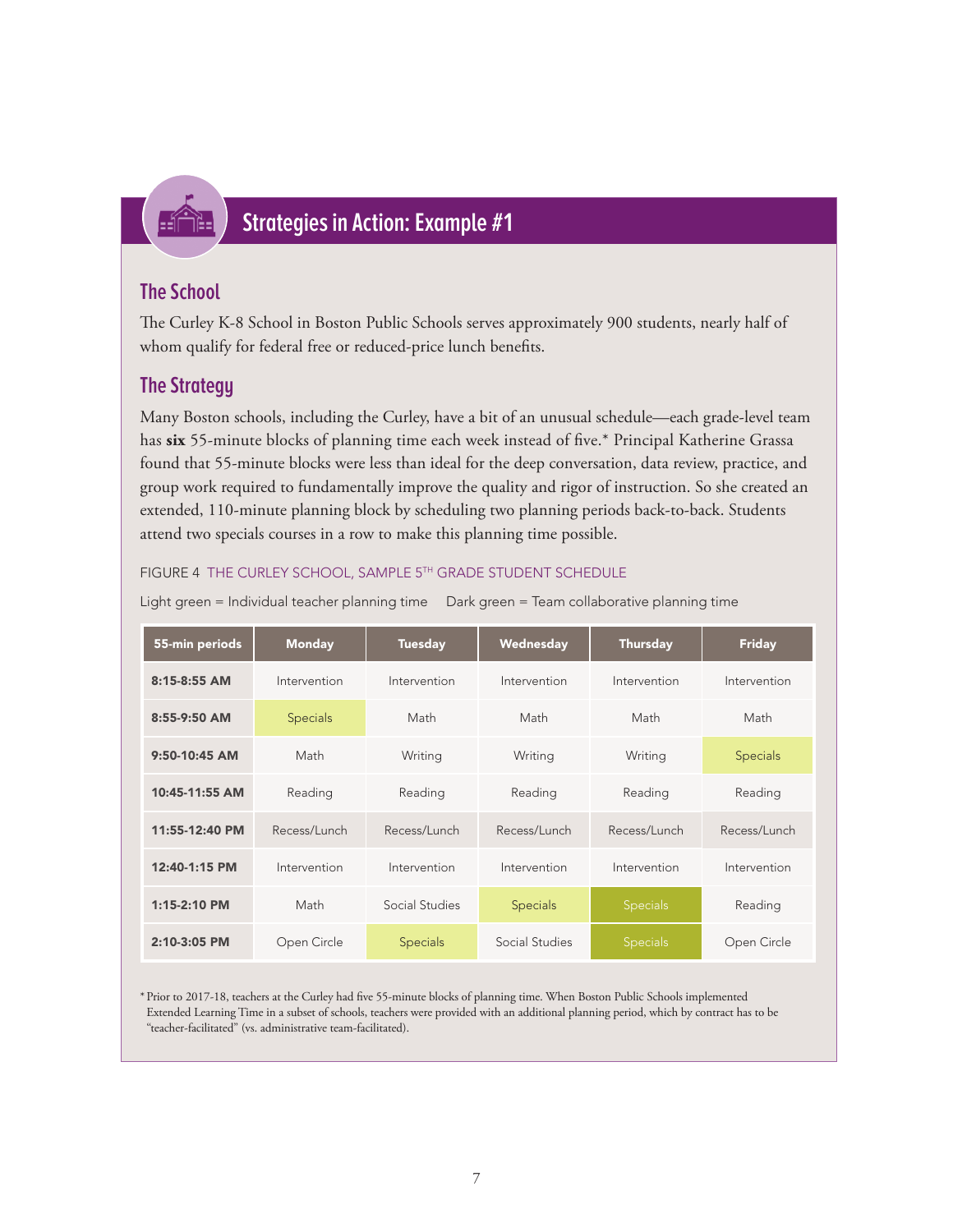## Strategies in Action: Example #1

### The School

The Curley K-8 School in Boston Public Schools serves approximately 900 students, nearly half of whom qualify for federal free or reduced-price lunch benefits.

### The Strategy

Many Boston schools, including the Curley, have a bit of an unusual schedule—each grade-level team has **six** 55-minute blocks of planning time each week instead of five.* Principal Katherine Grassa found that 55-minute blocks were less than ideal for the deep conversation, data review, practice, and group work required to fundamentally improve the quality and rigor of instruction. So she created an extended, 110-minute planning block by scheduling two planning periods back-to-back. Students attend two specials courses in a row to make this planning time possible.

FIGURE 4 THE CURLEY SCHOOL, SAMPLE 5TH GRADE STUDENT SCHEDULE

Light green = Individual teacher planning time    Dark green = Team collaborative planning time

| 55-min periods | Monday | Tuesday | Wednesday | Thursday | Friday |
|---|---|---|---|---|---|
| 8:15-8:55 AM | Intervention | Intervention | Intervention | Intervention | Intervention |
| 8:55-9:50 AM | Specials (light green) | Math | Math | Math | Math |
| 9:50-10:45 AM | Math | Writing | Writing | Writing | Specials (light green) |
| 10:45-11:55 AM | Reading | Reading | Reading | Reading | Reading |
| 11:55-12:40 PM | Recess/Lunch | Recess/Lunch | Recess/Lunch | Recess/Lunch | Recess/Lunch |
| 12:40-1:15 PM | Intervention | Intervention | Intervention | Intervention | Intervention |
| 1:15-2:10 PM | Math | Social Studies | Specials (light green) | Specials (dark green) | Reading |
| 2:10-3:05 PM | Open Circle | Specials (light green) | Social Studies | Specials (dark green) | Open Circle |

\* Prior to 2017-18, teachers at the Curley had five 55-minute blocks of planning time. When Boston Public Schools implemented Extended Learning Time in a subset of schools, teachers were provided with an additional planning period, which by contract has to be "teacher-facilitated" (vs. administrative team-facilitated).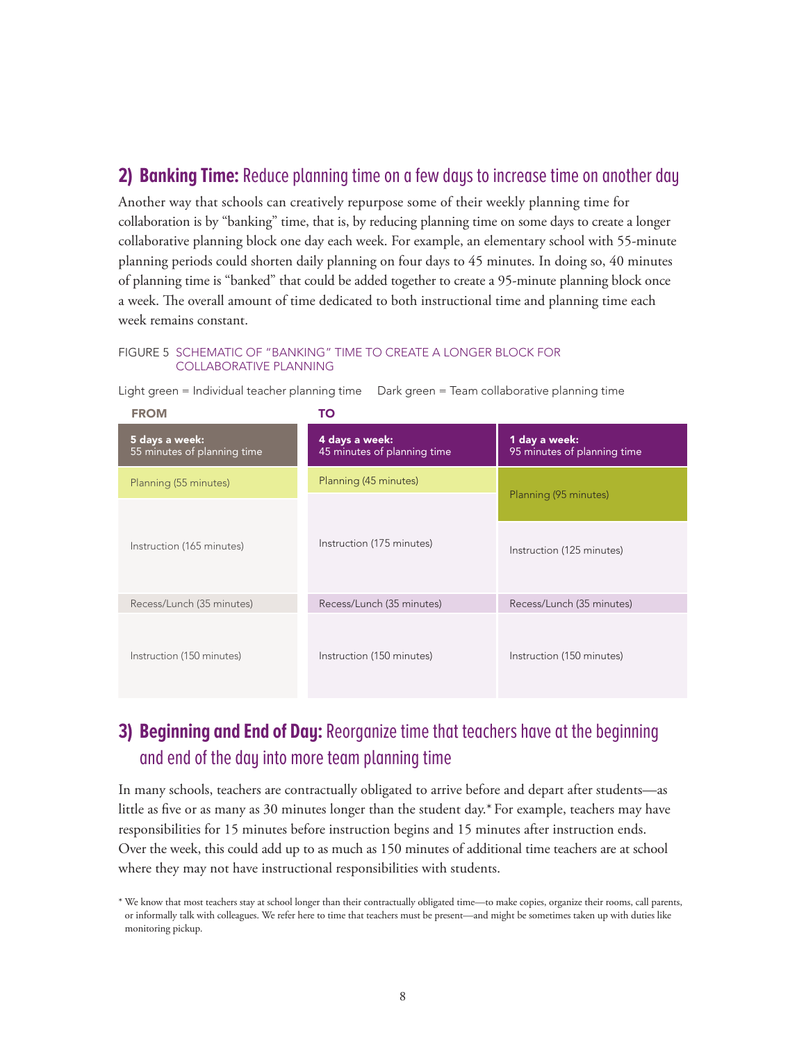## 2) Banking Time: Reduce planning time on a few days to increase time on another day

Another way that schools can creatively repurpose some of their weekly planning time for collaboration is by "banking" time, that is, by reducing planning time on some days to create a longer collaborative planning block one day each week. For example, an elementary school with 55-minute planning periods could shorten daily planning on four days to 45 minutes. In doing so, 40 minutes of planning time is "banked" that could be added together to create a 95-minute planning block once a week. The overall amount of time dedicated to both instructional time and planning time each week remains constant.

FIGURE 5 SCHEMATIC OF "BANKING" TIME TO CREATE A LONGER BLOCK FOR COLLABORATIVE PLANNING

Light green = Individual teacher planning time  Dark green = Team collaborative planning time

| FROM | TO | |
|---|---|---|
| **5 days a week:** 55 minutes of planning time | **4 days a week:** 45 minutes of planning time | **1 day a week:** 95 minutes of planning time |
| Planning (55 minutes) | Planning (45 minutes) | Planning (95 minutes) |
| Instruction (165 minutes) | Instruction (175 minutes) | Instruction (125 minutes) |
| Recess/Lunch (35 minutes) | Recess/Lunch (35 minutes) | Recess/Lunch (35 minutes) |
| Instruction (150 minutes) | Instruction (150 minutes) | Instruction (150 minutes) |

## 3) Beginning and End of Day: Reorganize time that teachers have at the beginning and end of the day into more team planning time

In many schools, teachers are contractually obligated to arrive before and depart after students—as little as five or as many as 30 minutes longer than the student day.* For example, teachers may have responsibilities for 15 minutes before instruction begins and 15 minutes after instruction ends. Over the week, this could add up to as much as 150 minutes of additional time teachers are at school where they may not have instructional responsibilities with students.

* We know that most teachers stay at school longer than their contractually obligated time—to make copies, organize their rooms, call parents, or informally talk with colleagues. We refer here to time that teachers must be present—and might be sometimes taken up with duties like monitoring pickup.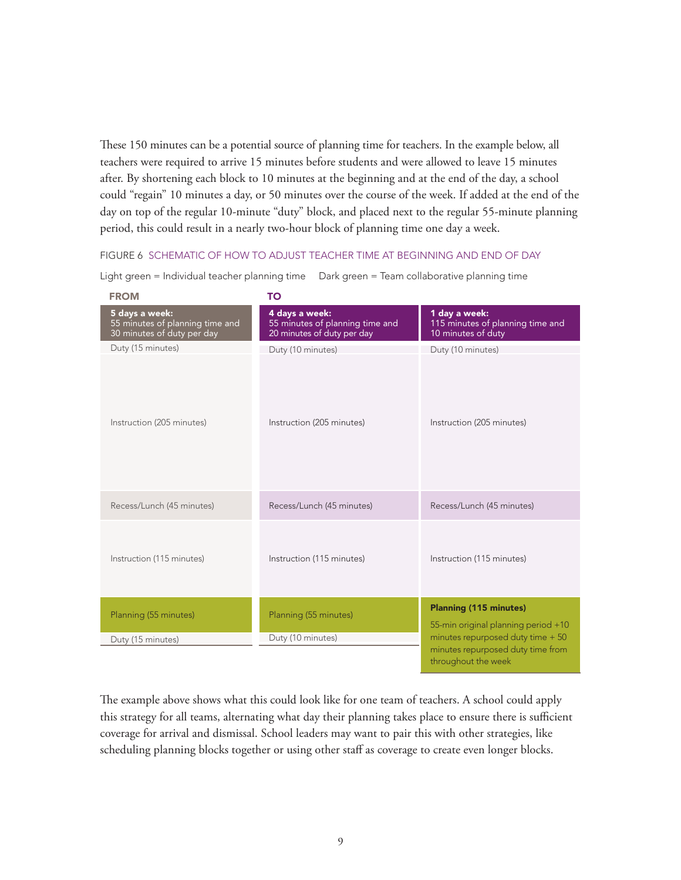These 150 minutes can be a potential source of planning time for teachers. In the example below, all teachers were required to arrive 15 minutes before students and were allowed to leave 15 minutes after. By shortening each block to 10 minutes at the beginning and at the end of the day, a school could "regain" 10 minutes a day, or 50 minutes over the course of the week. If added at the end of the day on top of the regular 10-minute "duty" block, and placed next to the regular 55-minute planning period, this could result in a nearly two-hour block of planning time one day a week.

FIGURE 6 SCHEMATIC OF HOW TO ADJUST TEACHER TIME AT BEGINNING AND END OF DAY

Light green = Individual teacher planning time     Dark green = Team collaborative planning time

| FROM | TO | |
|---|---|---|
| **5 days a week:** 55 minutes of planning time and 30 minutes of duty per day | **4 days a week:** 55 minutes of planning time and 20 minutes of duty per day | **1 day a week:** 115 minutes of planning time and 10 minutes of duty |
| Duty (15 minutes) | Duty (10 minutes) | Duty (10 minutes) |
| Instruction (205 minutes) | Instruction (205 minutes) | Instruction (205 minutes) |
| Recess/Lunch (45 minutes) | Recess/Lunch (45 minutes) | Recess/Lunch (45 minutes) |
| Instruction (115 minutes) | Instruction (115 minutes) | Instruction (115 minutes) |
| Planning (55 minutes) | Planning (55 minutes) | **Planning (115 minutes)** 55-min original planning period +10 minutes repurposed duty time + 50 minutes repurposed duty time from throughout the week |
| Duty (15 minutes) | Duty (10 minutes) | |

The example above shows what this could look like for one team of teachers. A school could apply this strategy for all teams, alternating what day their planning takes place to ensure there is sufficient coverage for arrival and dismissal. School leaders may want to pair this with other strategies, like scheduling planning blocks together or using other staff as coverage to create even longer blocks.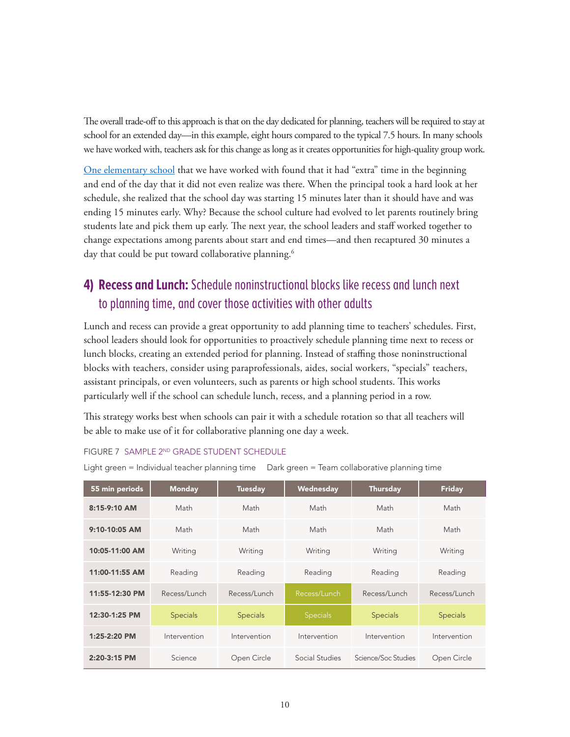The overall trade-off to this approach is that on the day dedicated for planning, teachers will be required to stay at school for an extended day—in this example, eight hours compared to the typical 7.5 hours. In many schools we have worked with, teachers ask for this change as long as it creates opportunities for high-quality group work.

[One elementary school](#) that we have worked with found that it had "extra" time in the beginning and end of the day that it did not even realize was there. When the principal took a hard look at her schedule, she realized that the school day was starting 15 minutes later than it should have and was ending 15 minutes early. Why? Because the school culture had evolved to let parents routinely bring students late and pick them up early. The next year, the school leaders and staff worked together to change expectations among parents about start and end times—and then recaptured 30 minutes a day that could be put toward collaborative planning.[6]

## 4) Recess and Lunch: Schedule noninstructional blocks like recess and lunch next to planning time, and cover those activities with other adults

Lunch and recess can provide a great opportunity to add planning time to teachers' schedules. First, school leaders should look for opportunities to proactively schedule planning time next to recess or lunch blocks, creating an extended period for planning. Instead of staffing those noninstructional blocks with teachers, consider using paraprofessionals, aides, social workers, "specials" teachers, assistant principals, or even volunteers, such as parents or high school students. This works particularly well if the school can schedule lunch, recess, and a planning period in a row.

This strategy works best when schools can pair it with a schedule rotation so that all teachers will be able to make use of it for collaborative planning one day a week.

FIGURE 7 SAMPLE 2ND GRADE STUDENT SCHEDULE

Light green = Individual teacher planning time Dark green = Team collaborative planning time

| 55 min periods | Monday | Tuesday | Wednesday | Thursday | Friday |
|---|---|---|---|---|---|
| 8:15-9:10 AM | Math | Math | Math | Math | Math |
| 9:10-10:05 AM | Math | Math | Math | Math | Math |
| 10:05-11:00 AM | Writing | Writing | Writing | Writing | Writing |
| 11:00-11:55 AM | Reading | Reading | Reading | Reading | Reading |
| 11:55-12:30 PM | Recess/Lunch | Recess/Lunch | Recess/Lunch | Recess/Lunch | Recess/Lunch |
| 12:30-1:25 PM | Specials | Specials | Specials | Specials | Specials |
| 1:25-2:20 PM | Intervention | Intervention | Intervention | Intervention | Intervention |
| 2:20-3:15 PM | Science | Open Circle | Social Studies | Science/Soc Studies | Open Circle |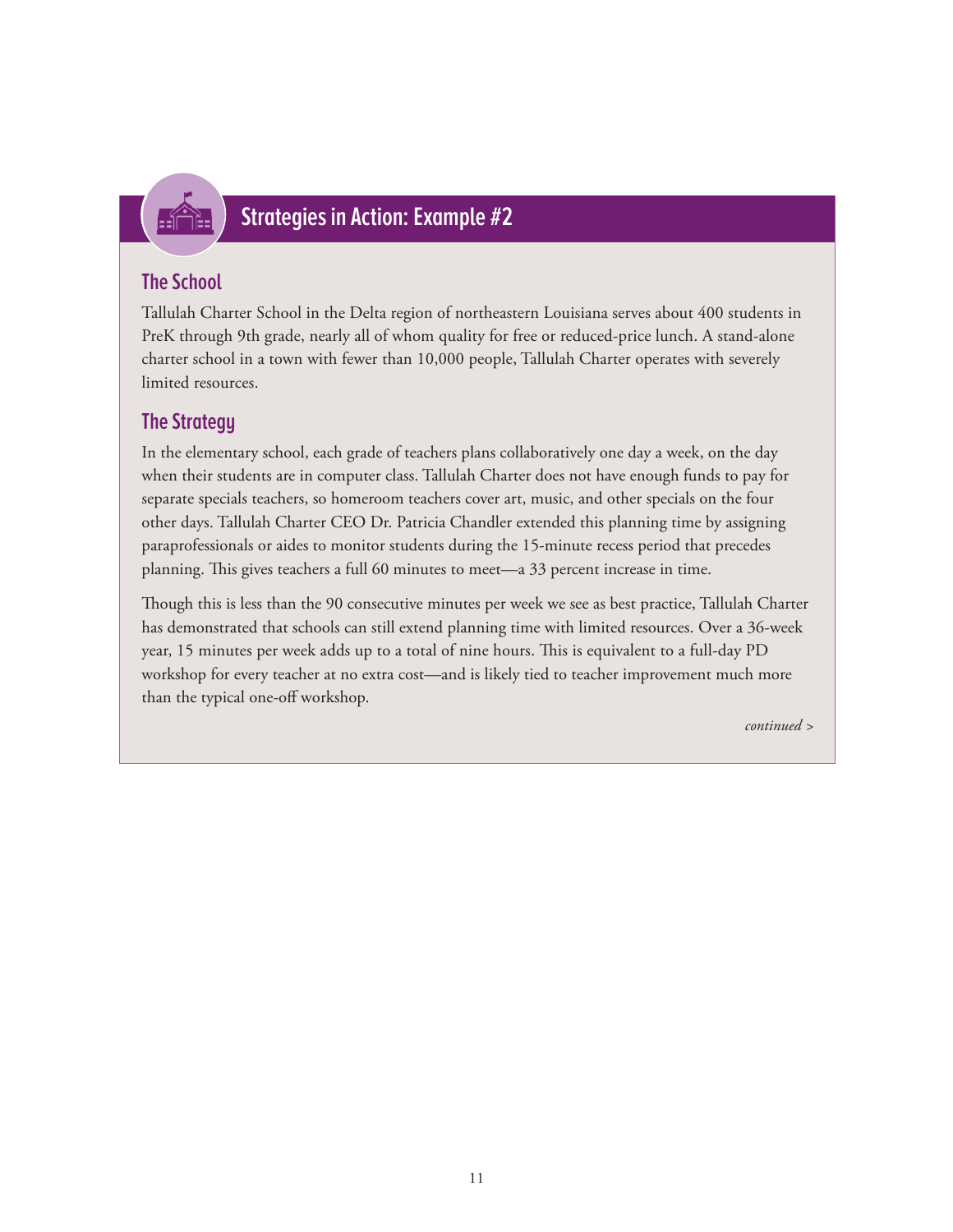## Strategies in Action: Example #2

### The School

Tallulah Charter School in the Delta region of northeastern Louisiana serves about 400 students in PreK through 9th grade, nearly all of whom quality for free or reduced-price lunch. A stand-alone charter school in a town with fewer than 10,000 people, Tallulah Charter operates with severely limited resources.

### The Strategy

In the elementary school, each grade of teachers plans collaboratively one day a week, on the day when their students are in computer class. Tallulah Charter does not have enough funds to pay for separate specials teachers, so homeroom teachers cover art, music, and other specials on the four other days. Tallulah Charter CEO Dr. Patricia Chandler extended this planning time by assigning paraprofessionals or aides to monitor students during the 15-minute recess period that precedes planning. This gives teachers a full 60 minutes to meet—a 33 percent increase in time.

Though this is less than the 90 consecutive minutes per week we see as best practice, Tallulah Charter has demonstrated that schools can still extend planning time with limited resources. Over a 36-week year, 15 minutes per week adds up to a total of nine hours. This is equivalent to a full-day PD workshop for every teacher at no extra cost—and is likely tied to teacher improvement much more than the typical one-off workshop.

*continued >*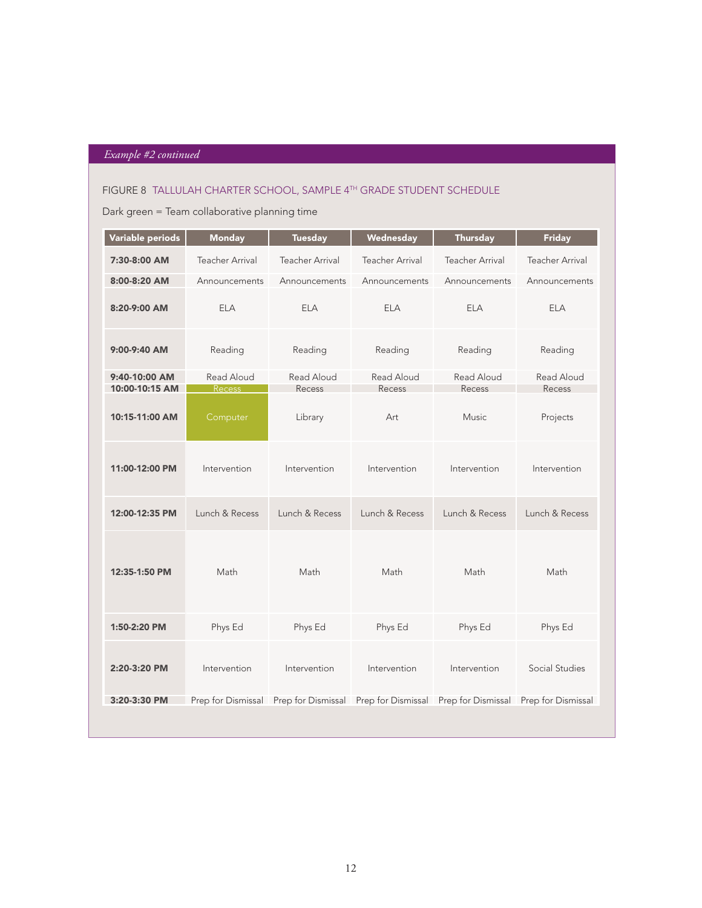*Example #2 continued*

FIGURE 8 TALLULAH CHARTER SCHOOL, SAMPLE 4TH GRADE STUDENT SCHEDULE

Dark green = Team collaborative planning time

| Variable periods | Monday | Tuesday | Wednesday | Thursday | Friday |
|---|---|---|---|---|---|
| 7:30-8:00 AM | Teacher Arrival | Teacher Arrival | Teacher Arrival | Teacher Arrival | Teacher Arrival |
| 8:00-8:20 AM | Announcements | Announcements | Announcements | Announcements | Announcements |
| 8:20-9:00 AM | ELA | ELA | ELA | ELA | ELA |
| 9:00-9:40 AM | Reading | Reading | Reading | Reading | Reading |
| 9:40-10:00 AM | Read Aloud | Read Aloud | Read Aloud | Read Aloud | Read Aloud |
| 10:00-10:15 AM | Recess | Recess | Recess | Recess | Recess |
| 10:15-11:00 AM | Computer | Library | Art | Music | Projects |
| 11:00-12:00 PM | Intervention | Intervention | Intervention | Intervention | Intervention |
| 12:00-12:35 PM | Lunch & Recess | Lunch & Recess | Lunch & Recess | Lunch & Recess | Lunch & Recess |
| 12:35-1:50 PM | Math | Math | Math | Math | Math |
| 1:50-2:20 PM | Phys Ed | Phys Ed | Phys Ed | Phys Ed | Phys Ed |
| 2:20-3:20 PM | Intervention | Intervention | Intervention | Intervention | Social Studies |
| 3:20-3:30 PM | Prep for Dismissal | Prep for Dismissal | Prep for Dismissal | Prep for Dismissal | Prep for Dismissal |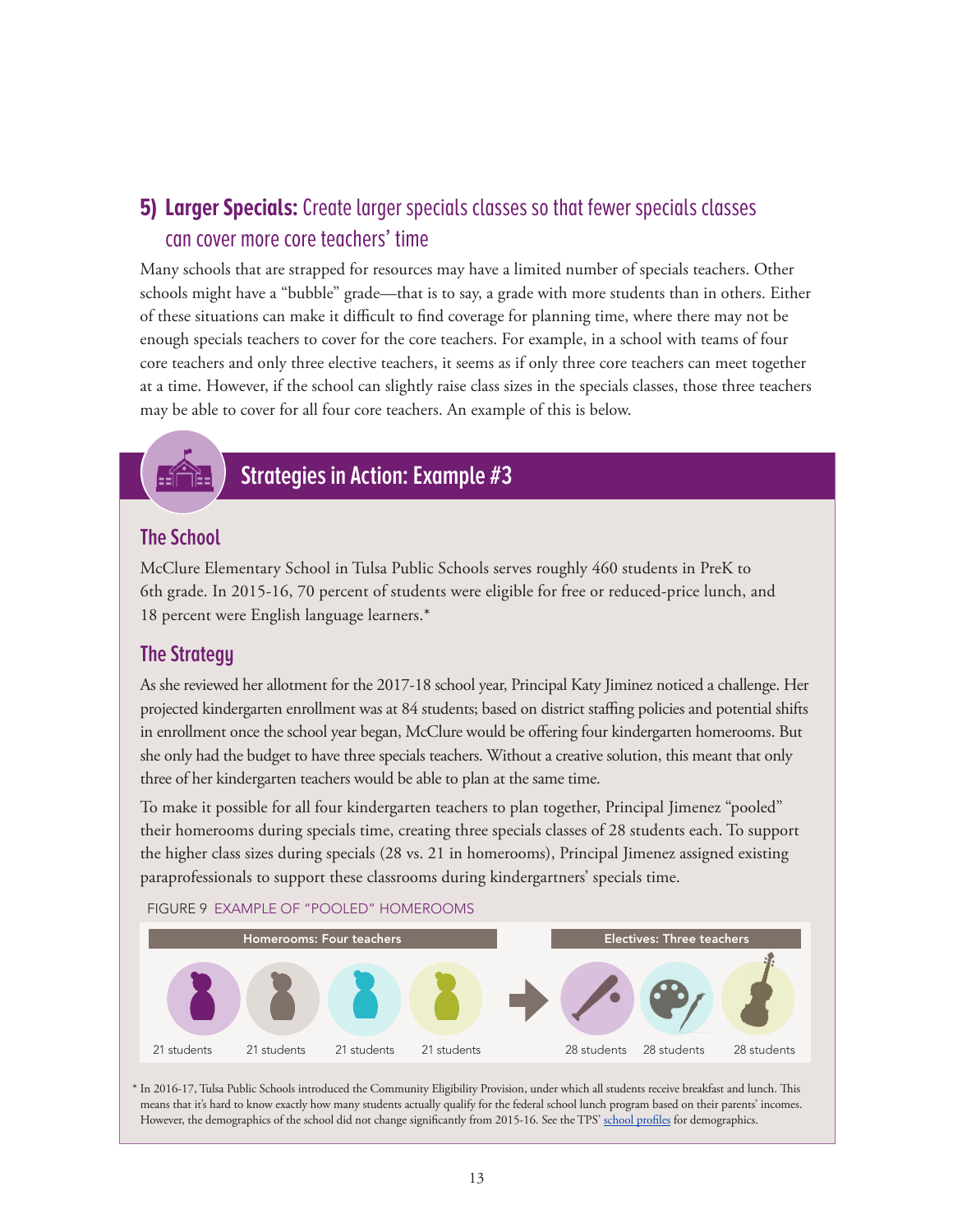## 5) **Larger Specials:** Create larger specials classes so that fewer specials classes can cover more core teachers' time

Many schools that are strapped for resources may have a limited number of specials teachers. Other schools might have a "bubble" grade—that is to say, a grade with more students than in others. Either of these situations can make it difficult to find coverage for planning time, where there may not be enough specials teachers to cover for the core teachers. For example, in a school with teams of four core teachers and only three elective teachers, it seems as if only three core teachers can meet together at a time. However, if the school can slightly raise class sizes in the specials classes, those three teachers may be able to cover for all four core teachers. An example of this is below.

### Strategies in Action: Example #3

#### The School

McClure Elementary School in Tulsa Public Schools serves roughly 460 students in PreK to 6th grade. In 2015-16, 70 percent of students were eligible for free or reduced-price lunch, and 18 percent were English language learners.*

#### The Strategy

As she reviewed her allotment for the 2017-18 school year, Principal Katy Jiminez noticed a challenge. Her projected kindergarten enrollment was at 84 students; based on district staffing policies and potential shifts in enrollment once the school year began, McClure would be offering four kindergarten homerooms. But she only had the budget to have three specials teachers. Without a creative solution, this meant that only three of her kindergarten teachers would be able to plan at the same time.

To make it possible for all four kindergarten teachers to plan together, Principal Jimenez "pooled" their homerooms during specials time, creating three specials classes of 28 students each. To support the higher class sizes during specials (28 vs. 21 in homerooms), Principal Jimenez assigned existing paraprofessionals to support these classrooms during kindergartners' specials time.

FIGURE 9 EXAMPLE OF "POOLED" HOMEROOMS

| Homerooms: Four teachers | | | | | Electives: Three teachers | | |
|---|---|---|---|---|---|---|---|
| 21 students | 21 students | 21 students | 21 students | → | 28 students | 28 students | 28 students |

\* In 2016-17, Tulsa Public Schools introduced the Community Eligibility Provision, under which all students receive breakfast and lunch. This means that it's hard to know exactly how many students actually qualify for the federal school lunch program based on their parents' incomes. However, the demographics of the school did not change significantly from 2015-16. See the TPS' school profiles for demographics.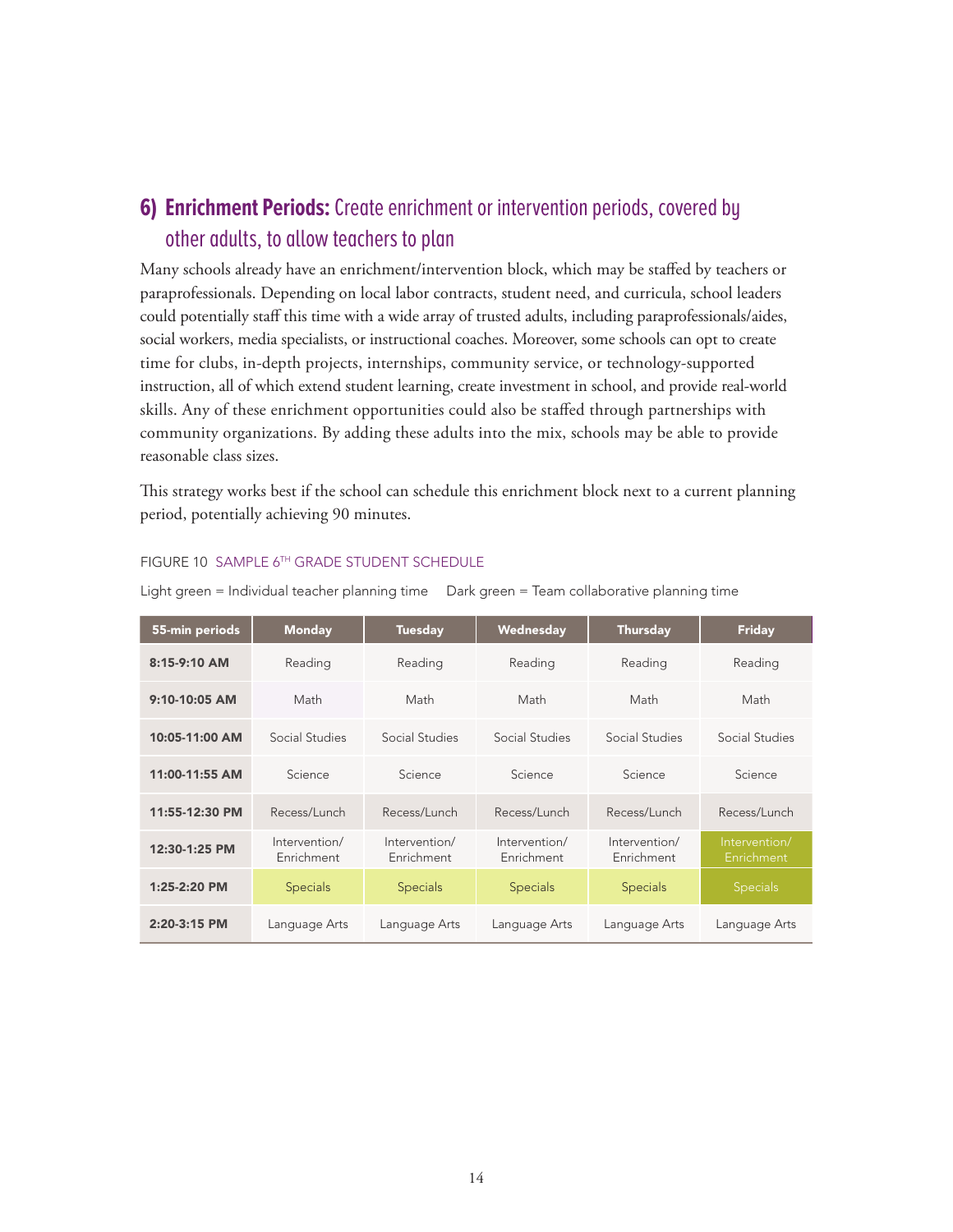## 6) **Enrichment Periods:** Create enrichment or intervention periods, covered by other adults, to allow teachers to plan

Many schools already have an enrichment/intervention block, which may be staffed by teachers or paraprofessionals. Depending on local labor contracts, student need, and curricula, school leaders could potentially staff this time with a wide array of trusted adults, including paraprofessionals/aides, social workers, media specialists, or instructional coaches. Moreover, some schools can opt to create time for clubs, in-depth projects, internships, community service, or technology-supported instruction, all of which extend student learning, create investment in school, and provide real-world skills. Any of these enrichment opportunities could also be staffed through partnerships with community organizations. By adding these adults into the mix, schools may be able to provide reasonable class sizes.

This strategy works best if the school can schedule this enrichment block next to a current planning period, potentially achieving 90 minutes.

FIGURE 10 SAMPLE 6TH GRADE STUDENT SCHEDULE

Light green = Individual teacher planning time Dark green = Team collaborative planning time

| 55-min periods | Monday | Tuesday | Wednesday | Thursday | Friday |
|---|---|---|---|---|---|
| 8:15-9:10 AM | Reading | Reading | Reading | Reading | Reading |
| 9:10-10:05 AM | Math | Math | Math | Math | Math |
| 10:05-11:00 AM | Social Studies | Social Studies | Social Studies | Social Studies | Social Studies |
| 11:00-11:55 AM | Science | Science | Science | Science | Science |
| 11:55-12:30 PM | Recess/Lunch | Recess/Lunch | Recess/Lunch | Recess/Lunch | Recess/Lunch |
| 12:30-1:25 PM | Intervention/ Enrichment | Intervention/ Enrichment | Intervention/ Enrichment | Intervention/ Enrichment | Intervention/ Enrichment |
| 1:25-2:20 PM | Specials | Specials | Specials | Specials | Specials |
| 2:20-3:15 PM | Language Arts | Language Arts | Language Arts | Language Arts | Language Arts |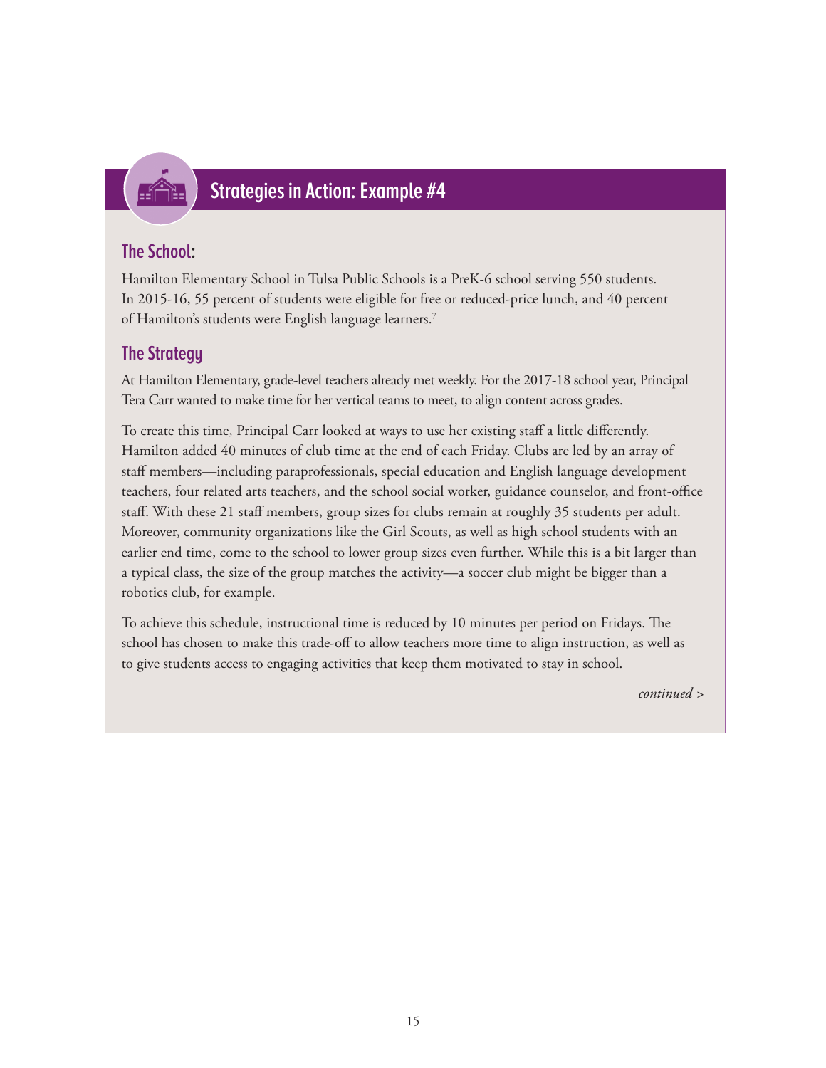## Strategies in Action: Example #4

### The School:

Hamilton Elementary School in Tulsa Public Schools is a PreK-6 school serving 550 students. In 2015-16, 55 percent of students were eligible for free or reduced-price lunch, and 40 percent of Hamilton's students were English language learners.[7]

### The Strategy

At Hamilton Elementary, grade-level teachers already met weekly. For the 2017-18 school year, Principal Tera Carr wanted to make time for her vertical teams to meet, to align content across grades.

To create this time, Principal Carr looked at ways to use her existing staff a little differently. Hamilton added 40 minutes of club time at the end of each Friday. Clubs are led by an array of staff members—including paraprofessionals, special education and English language development teachers, four related arts teachers, and the school social worker, guidance counselor, and front-office staff. With these 21 staff members, group sizes for clubs remain at roughly 35 students per adult. Moreover, community organizations like the Girl Scouts, as well as high school students with an earlier end time, come to the school to lower group sizes even further. While this is a bit larger than a typical class, the size of the group matches the activity—a soccer club might be bigger than a robotics club, for example.

To achieve this schedule, instructional time is reduced by 10 minutes per period on Fridays. The school has chosen to make this trade-off to allow teachers more time to align instruction, as well as to give students access to engaging activities that keep them motivated to stay in school.

*continued >*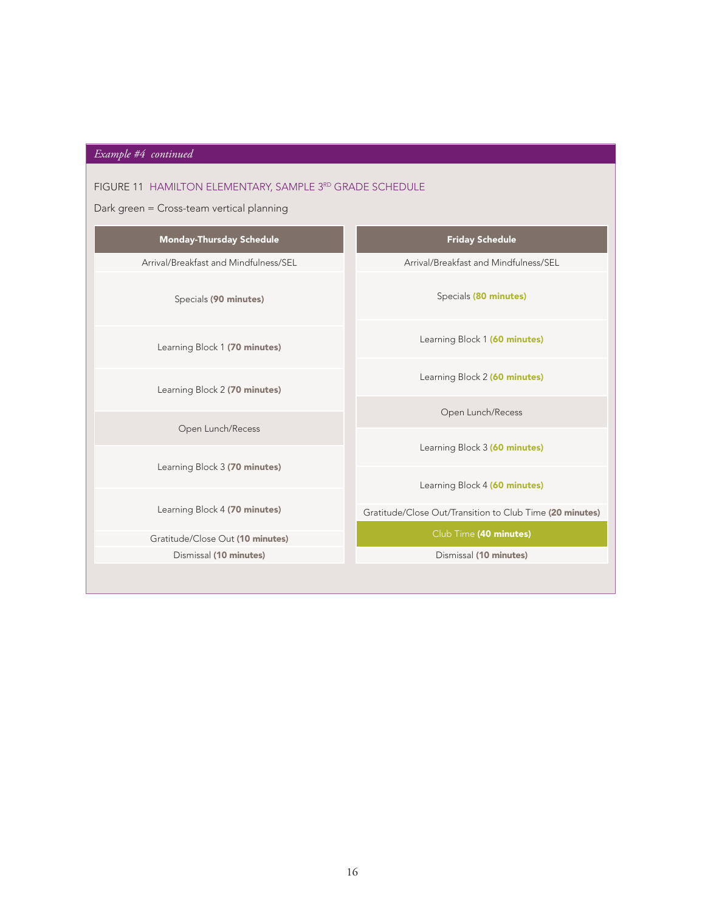*Example #4 continued*

FIGURE 11 HAMILTON ELEMENTARY, SAMPLE 3RD GRADE SCHEDULE

Dark green = Cross-team vertical planning

| Monday-Thursday Schedule | Friday Schedule |
|---|---|
| Arrival/Breakfast and Mindfulness/SEL | Arrival/Breakfast and Mindfulness/SEL |
| Specials **(90 minutes)** | Specials **(80 minutes)** |
| Learning Block 1 **(70 minutes)** | Learning Block 1 **(60 minutes)** |
| Learning Block 2 **(70 minutes)** | Learning Block 2 **(60 minutes)** |
| Open Lunch/Recess | Open Lunch/Recess |
| Learning Block 3 **(70 minutes)** | Learning Block 3 **(60 minutes)** |
| Learning Block 4 **(70 minutes)** | Learning Block 4 **(60 minutes)** |
| Gratitude/Close Out **(10 minutes)** | Gratitude/Close Out/Transition to Club Time **(20 minutes)** |
| | Club Time **(40 minutes)** |
| Dismissal **(10 minutes)** | Dismissal **(10 minutes)** |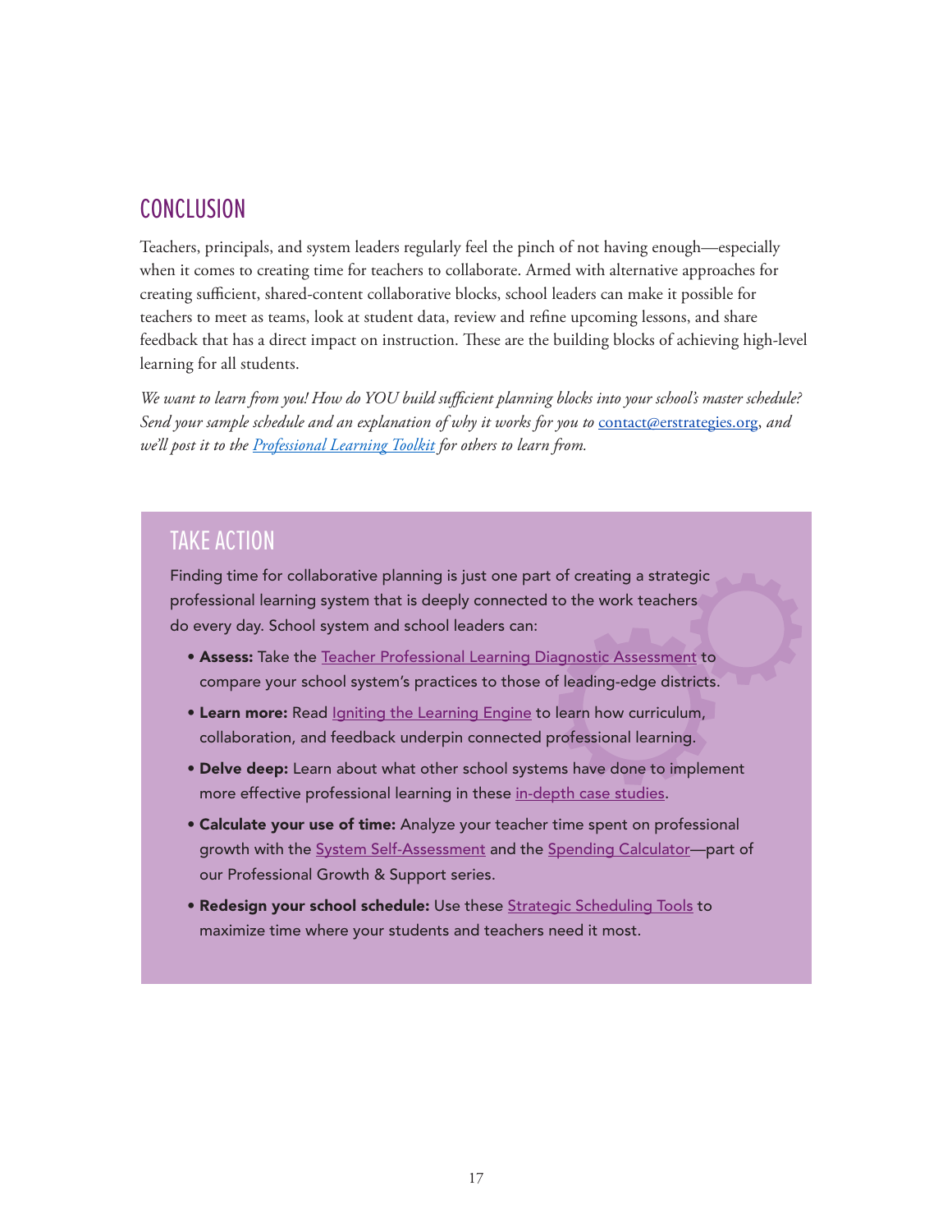## CONCLUSION

Teachers, principals, and system leaders regularly feel the pinch of not having enough—especially when it comes to creating time for teachers to collaborate. Armed with alternative approaches for creating sufficient, shared-content collaborative blocks, school leaders can make it possible for teachers to meet as teams, look at student data, review and refine upcoming lessons, and share feedback that has a direct impact on instruction. These are the building blocks of achieving high-level learning for all students.

*We want to learn from you! How do YOU build sufficient planning blocks into your school's master schedule? Send your sample schedule and an explanation of why it works for you to* contact@erstrategies.org*, and we'll post it to the Professional Learning Toolkit for others to learn from.*

## TAKE ACTION

Finding time for collaborative planning is just one part of creating a strategic professional learning system that is deeply connected to the work teachers do every day. School system and school leaders can:

- **Assess:** Take the Teacher Professional Learning Diagnostic Assessment to compare your school system's practices to those of leading-edge districts.
- **Learn more:** Read Igniting the Learning Engine to learn how curriculum, collaboration, and feedback underpin connected professional learning.
- **Delve deep:** Learn about what other school systems have done to implement more effective professional learning in these in-depth case studies.
- **Calculate your use of time:** Analyze your teacher time spent on professional growth with the System Self-Assessment and the Spending Calculator—part of our Professional Growth & Support series.
- **Redesign your school schedule:** Use these Strategic Scheduling Tools to maximize time where your students and teachers need it most.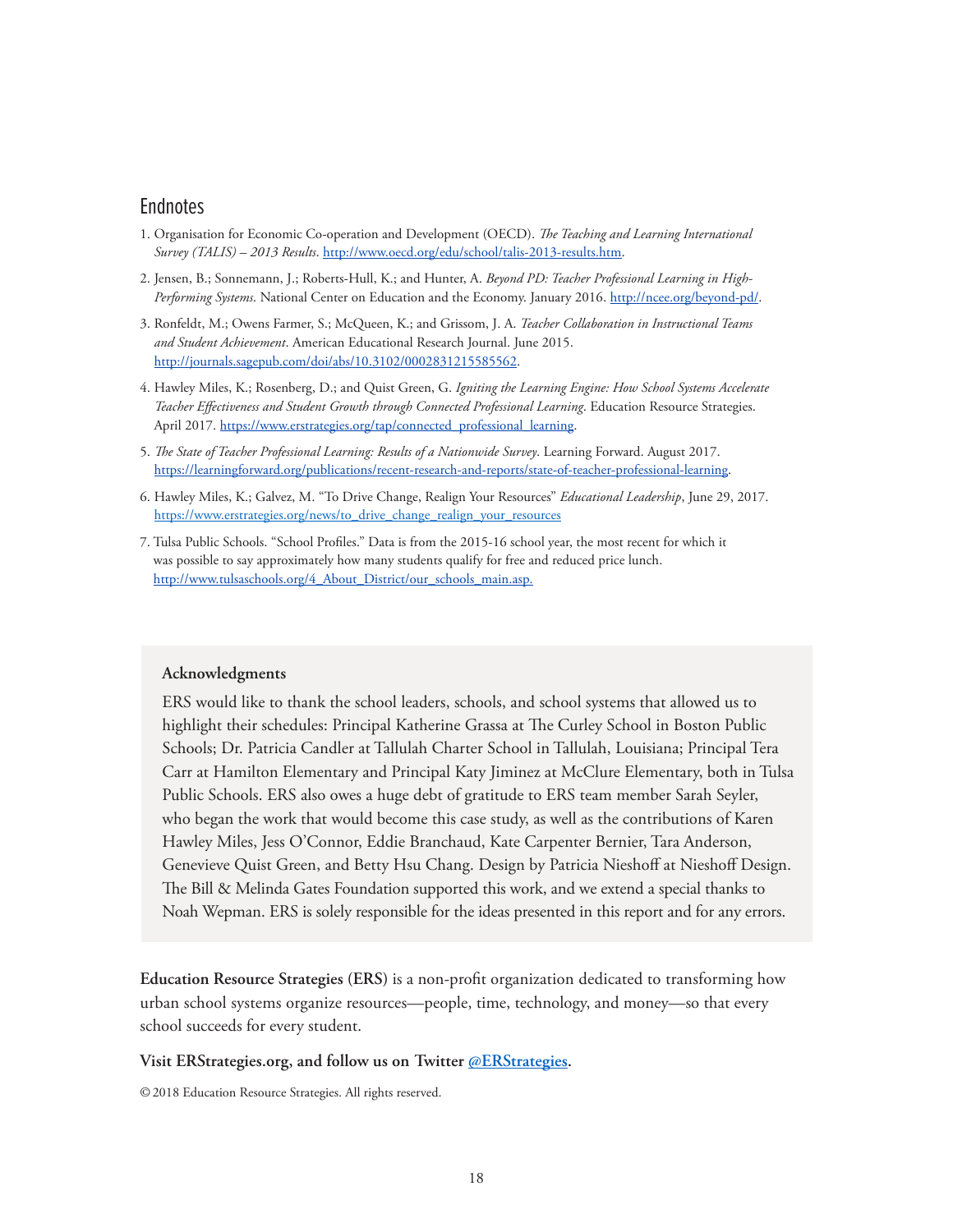## Endnotes

1. Organisation for Economic Co-operation and Development (OECD). *The Teaching and Learning International Survey (TALIS) – 2013 Results*. http://www.oecd.org/edu/school/talis-2013-results.htm.
2. Jensen, B.; Sonnemann, J.; Roberts-Hull, K.; and Hunter, A. *Beyond PD: Teacher Professional Learning in High-Performing Systems*. National Center on Education and the Economy. January 2016. http://ncee.org/beyond-pd/.
3. Ronfeldt, M.; Owens Farmer, S.; McQueen, K.; and Grissom, J. A. *Teacher Collaboration in Instructional Teams and Student Achievement*. American Educational Research Journal. June 2015. http://journals.sagepub.com/doi/abs/10.3102/0002831215585562.
4. Hawley Miles, K.; Rosenberg, D.; and Quist Green, G. *Igniting the Learning Engine: How School Systems Accelerate Teacher Effectiveness and Student Growth through Connected Professional Learning*. Education Resource Strategies. April 2017. https://www.erstrategies.org/tap/connected_professional_learning.
5. *The State of Teacher Professional Learning: Results of a Nationwide Survey*. Learning Forward. August 2017. https://learningforward.org/publications/recent-research-and-reports/state-of-teacher-professional-learning.
6. Hawley Miles, K.; Galvez, M. "To Drive Change, Realign Your Resources" *Educational Leadership*, June 29, 2017. https://www.erstrategies.org/news/to_drive_change_realign_your_resources
7. Tulsa Public Schools. "School Profiles." Data is from the 2015-16 school year, the most recent for which it was possible to say approximately how many students qualify for free and reduced price lunch. http://www.tulsaschools.org/4_About_District/our_schools_main.asp.

**Acknowledgments**

ERS would like to thank the school leaders, schools, and school systems that allowed us to highlight their schedules: Principal Katherine Grassa at The Curley School in Boston Public Schools; Dr. Patricia Candler at Tallulah Charter School in Tallulah, Louisiana; Principal Tera Carr at Hamilton Elementary and Principal Katy Jiminez at McClure Elementary, both in Tulsa Public Schools. ERS also owes a huge debt of gratitude to ERS team member Sarah Seyler, who began the work that would become this case study, as well as the contributions of Karen Hawley Miles, Jess O'Connor, Eddie Branchaud, Kate Carpenter Bernier, Tara Anderson, Genevieve Quist Green, and Betty Hsu Chang. Design by Patricia Nieshoff at Nieshoff Design. The Bill & Melinda Gates Foundation supported this work, and we extend a special thanks to Noah Wepman. ERS is solely responsible for the ideas presented in this report and for any errors.

**Education Resource Strategies (ERS)** is a non-profit organization dedicated to transforming how urban school systems organize resources—people, time, technology, and money—so that every school succeeds for every student.

**Visit ERStrategies.org, and follow us on Twitter @ERStrategies.**

© 2018 Education Resource Strategies. All rights reserved.